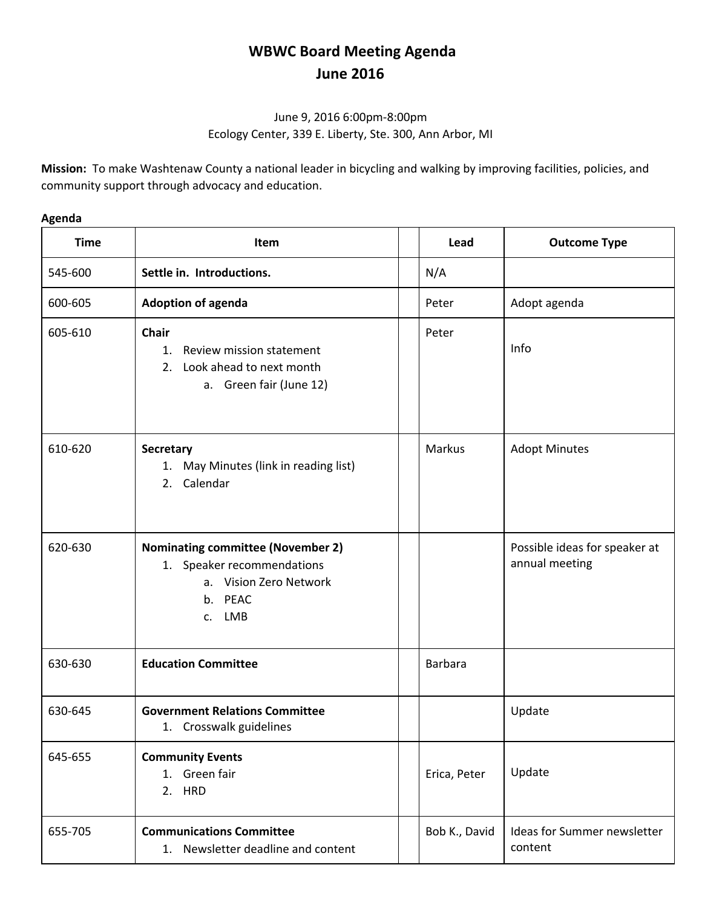# WBWC Board Meeting Agenda
## June 2016

June 9, 2016 6:00pm-8:00pm
Ecology Center, 339 E. Liberty, Ste. 300, Ann Arbor, MI

**Mission:** To make Washtenaw County a national leader in bicycling and walking by improving facilities, policies, and community support through advocacy and education.

**Agenda**

| Time | Item | | Lead | Outcome Type |
|---|---|---|---|---|
| 545-600 | **Settle in. Introductions.** | | N/A | |
| 600-605 | **Adoption of agenda** | | Peter | Adopt agenda |
| 605-610 | **Chair**<br>1. Review mission statement<br>2. Look ahead to next month<br>a. Green fair (June 12) | | Peter | Info |
| 610-620 | **Secretary**<br>1. May Minutes (link in reading list)<br>2. Calendar | | Markus | Adopt Minutes |
| 620-630 | **Nominating committee (November 2)**<br>1. Speaker recommendations<br>a. Vision Zero Network<br>b. PEAC<br>c. LMB | | | Possible ideas for speaker at annual meeting |
| 630-630 | **Education Committee** | | Barbara | |
| 630-645 | **Government Relations Committee**<br>1. Crosswalk guidelines | | | Update |
| 645-655 | **Community Events**<br>1. Green fair<br>2. HRD | | Erica, Peter | Update |
| 655-705 | **Communications Committee**<br>1. Newsletter deadline and content | | Bob K., David | Ideas for Summer newsletter content |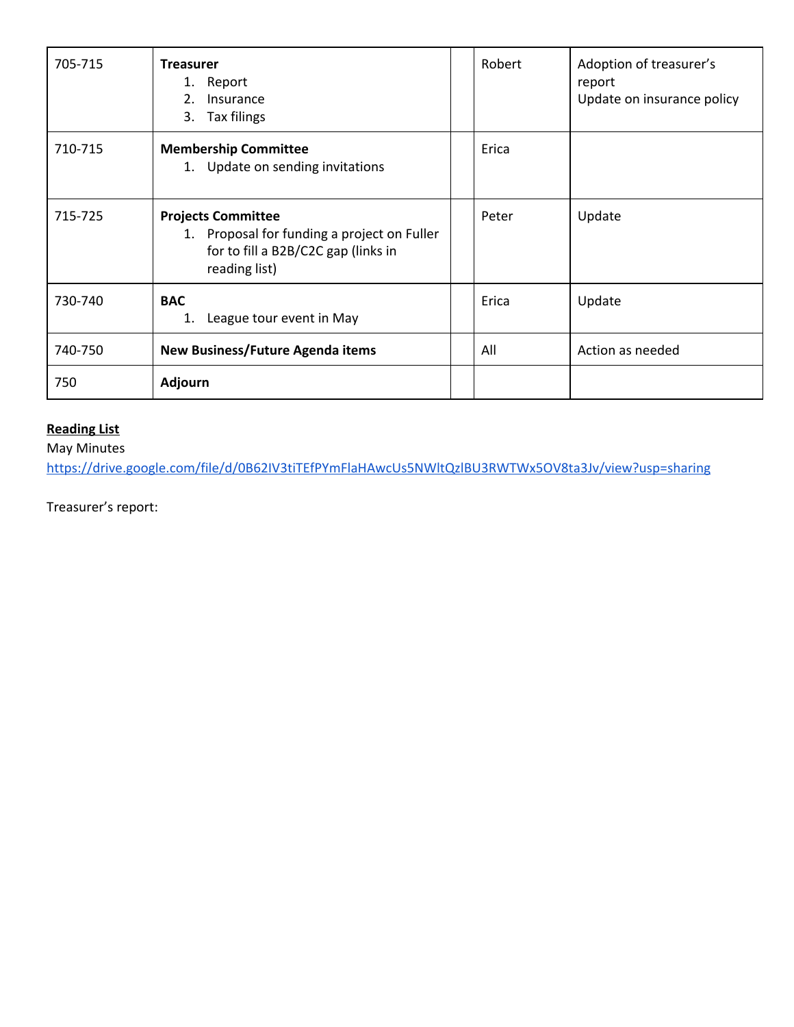| | | | | |
|---|---|---|---|---|
| 705-715 | **Treasurer**<br>1. Report<br>2. Insurance<br>3. Tax filings | | Robert | Adoption of treasurer's report<br>Update on insurance policy |
| 710-715 | **Membership Committee**<br>1. Update on sending invitations | | Erica | |
| 715-725 | **Projects Committee**<br>1. Proposal for funding a project on Fuller for to fill a B2B/C2C gap (links in reading list) | | Peter | Update |
| 730-740 | **BAC**<br>1. League tour event in May | | Erica | Update |
| 740-750 | **New Business/Future Agenda items** | | All | Action as needed |
| 750 | **Adjourn** | | | |

**Reading List**

May Minutes

https://drive.google.com/file/d/0B62IV3tiTEfPYmFlaHAwcUs5NWltQzlBU3RWTWx5OV8ta3Jv/view?usp=sharing

Treasurer's report: